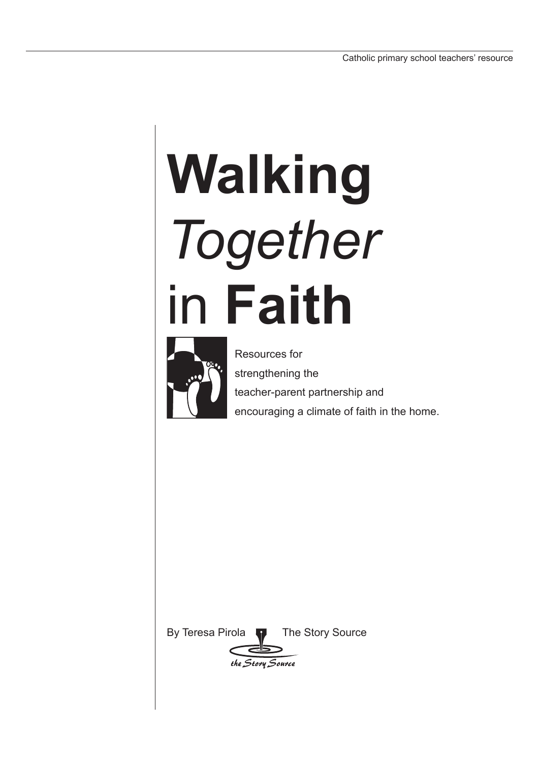Catholic primary school teachers' resource

# **Walking** *Together* in **Faith**

Resources for strengthening the teacher-parent partnership and encouraging a climate of faith in the home.

By Teresa Pirola

The Story Source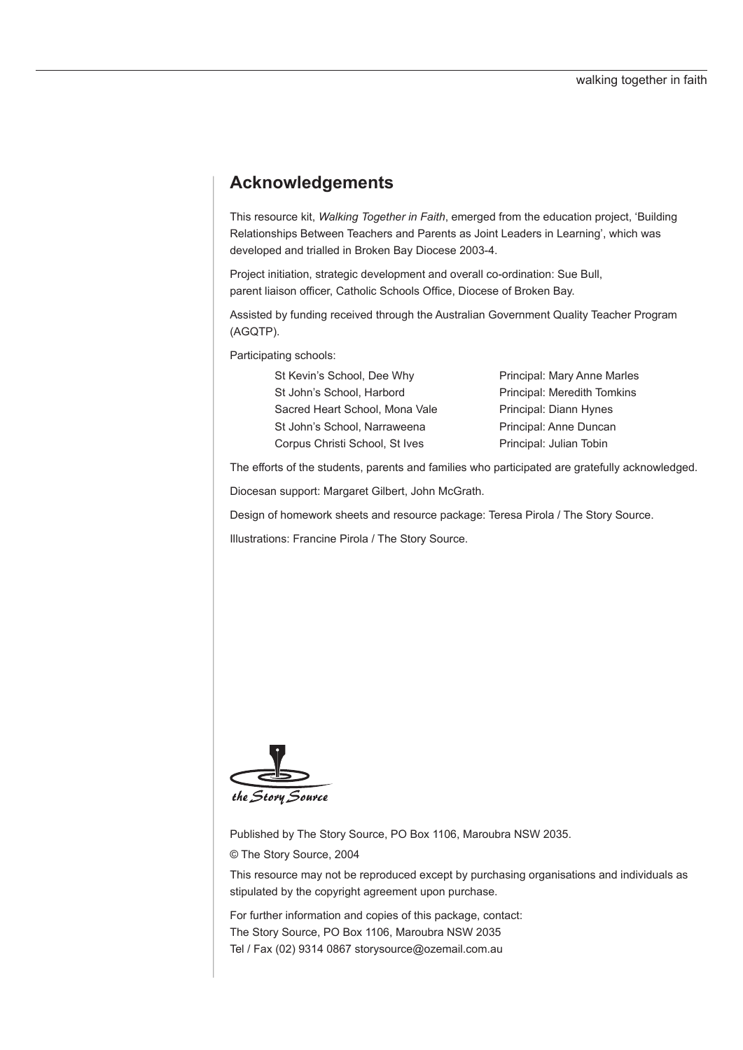## Acknowledgements

This resource kit, *Walking Together in Faith*, emerged from the education project, 'Building Relationships Between Teachers and Parents as Joint Leaders in Learning', which was developed and trialled in Broken Bay Diocese 2003-4.

Project initiation, strategic development and overall co-ordination: Sue Bull, parent liaison officer, Catholic Schools Office, Diocese of Broken Bay.

Assisted by funding received through the Australian Government Quality Teacher Program (AGQTP).

Participating schools:

| School | Principal |
|---|---|
| St Kevin's School, Dee Why | Principal: Mary Anne Marles |
| St John's School, Harbord | Principal: Meredith Tomkins |
| Sacred Heart School, Mona Vale | Principal: Diann Hynes |
| St John's School, Narraweena | Principal: Anne Duncan |
| Corpus Christi School, St Ives | Principal: Julian Tobin |

The efforts of the students, parents and families who participated are gratefully acknowledged.

Diocesan support: Margaret Gilbert, John McGrath.

Design of homework sheets and resource package: Teresa Pirola / The Story Source.

Illustrations: Francine Pirola / The Story Source.

the Story Source

Published by The Story Source, PO Box 1106, Maroubra NSW 2035.

© The Story Source, 2004

This resource may not be reproduced except by purchasing organisations and individuals as stipulated by the copyright agreement upon purchase.

For further information and copies of this package, contact:
The Story Source, PO Box 1106, Maroubra NSW 2035
Tel / Fax (02) 9314 0867 storysource@ozemail.com.au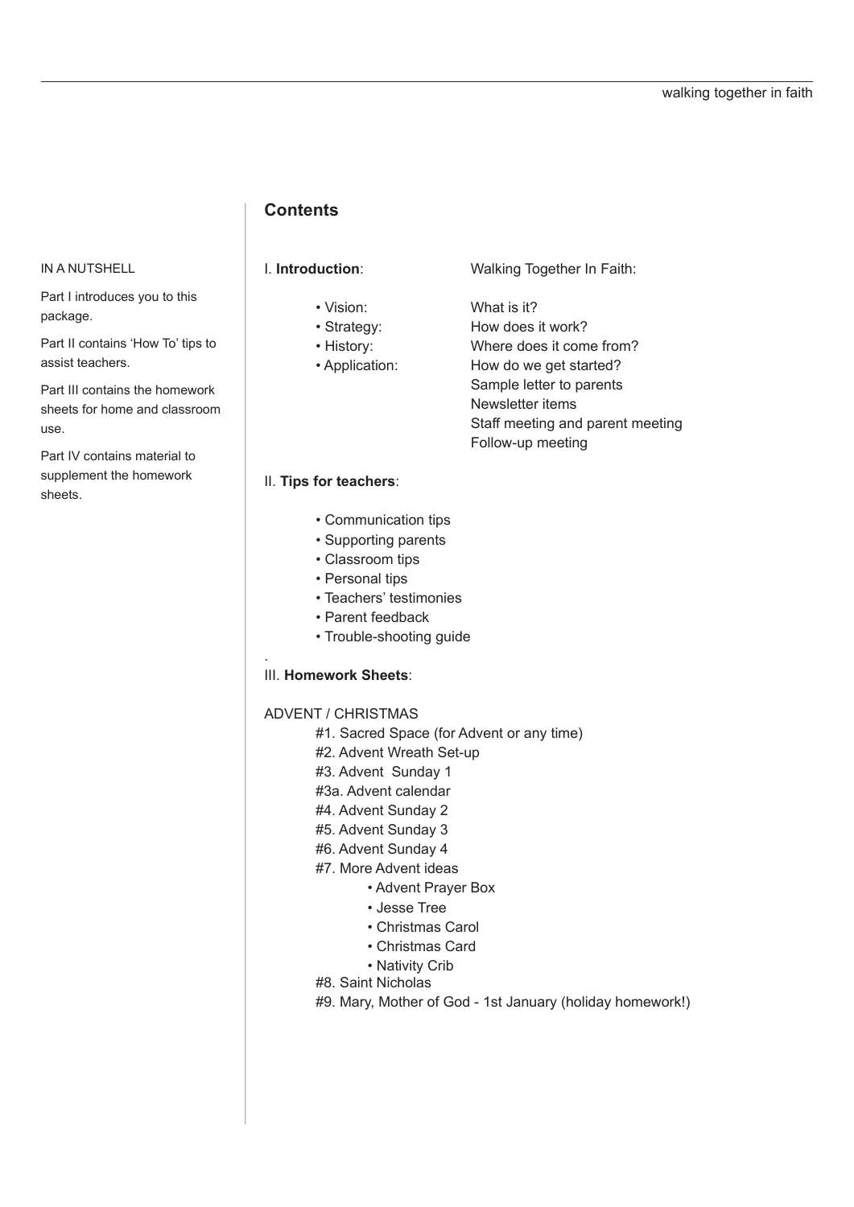## Contents

IN A NUTSHELL

Part I introduces you to this package.

Part II contains 'How To' tips to assist teachers.

Part III contains the homework sheets for home and classroom use.

Part IV contains material to supplement the homework sheets.

I. **Introduction**: Walking Together In Faith:

- Vision: What is it?
- Strategy: How does it work?
- History: Where does it come from?
- Application: How do we get started?
  - Sample letter to parents
  - Newsletter items
  - Staff meeting and parent meeting
  - Follow-up meeting

II. **Tips for teachers**:

- Communication tips
- Supporting parents
- Classroom tips
- Personal tips
- Teachers' testimonies
- Parent feedback
- Trouble-shooting guide

III. **Homework Sheets**:

ADVENT / CHRISTMAS

- #1. Sacred Space (for Advent or any time)
- #2. Advent Wreath Set-up
- #3. Advent Sunday 1
- #3a. Advent calendar
- #4. Advent Sunday 2
- #5. Advent Sunday 3
- #6. Advent Sunday 4
- #7. More Advent ideas
  - Advent Prayer Box
  - Jesse Tree
  - Christmas Carol
  - Christmas Card
  - Nativity Crib
- #8. Saint Nicholas
- #9. Mary, Mother of God - 1st January (holiday homework!)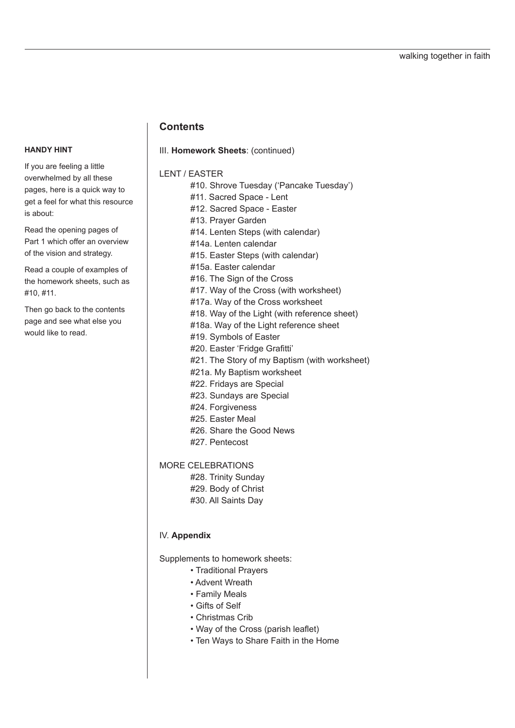## Contents

III. **Homework Sheets**: (continued)

LENT / EASTER

- #10. Shrove Tuesday ('Pancake Tuesday')
- #11. Sacred Space - Lent
- #12. Sacred Space - Easter
- #13. Prayer Garden
- #14. Lenten Steps (with calendar)
- #14a. Lenten calendar
- #15. Easter Steps (with calendar)
- #15a. Easter calendar
- #16. The Sign of the Cross
- #17. Way of the Cross (with worksheet)
- #17a. Way of the Cross worksheet
- #18. Way of the Light (with reference sheet)
- #18a. Way of the Light reference sheet
- #19. Symbols of Easter
- #20. Easter 'Fridge Grafitti'
- #21. The Story of my Baptism (with worksheet)
- #21a. My Baptism worksheet
- #22. Fridays are Special
- #23. Sundays are Special
- #24. Forgiveness
- #25. Easter Meal
- #26. Share the Good News
- #27. Pentecost

MORE CELEBRATIONS

- #28. Trinity Sunday
- #29. Body of Christ
- #30. All Saints Day

IV. **Appendix**

Supplements to homework sheets:

- Traditional Prayers
- Advent Wreath
- Family Meals
- Gifts of Self
- Christmas Crib
- Way of the Cross (parish leaflet)
- Ten Ways to Share Faith in the Home

**HANDY HINT**

If you are feeling a little overwhelmed by all these pages, here is a quick way to get a feel for what this resource is about:

Read the opening pages of Part 1 which offer an overview of the vision and strategy.

Read a couple of examples of the homework sheets, such as #10, #11.

Then go back to the contents page and see what else you would like to read.